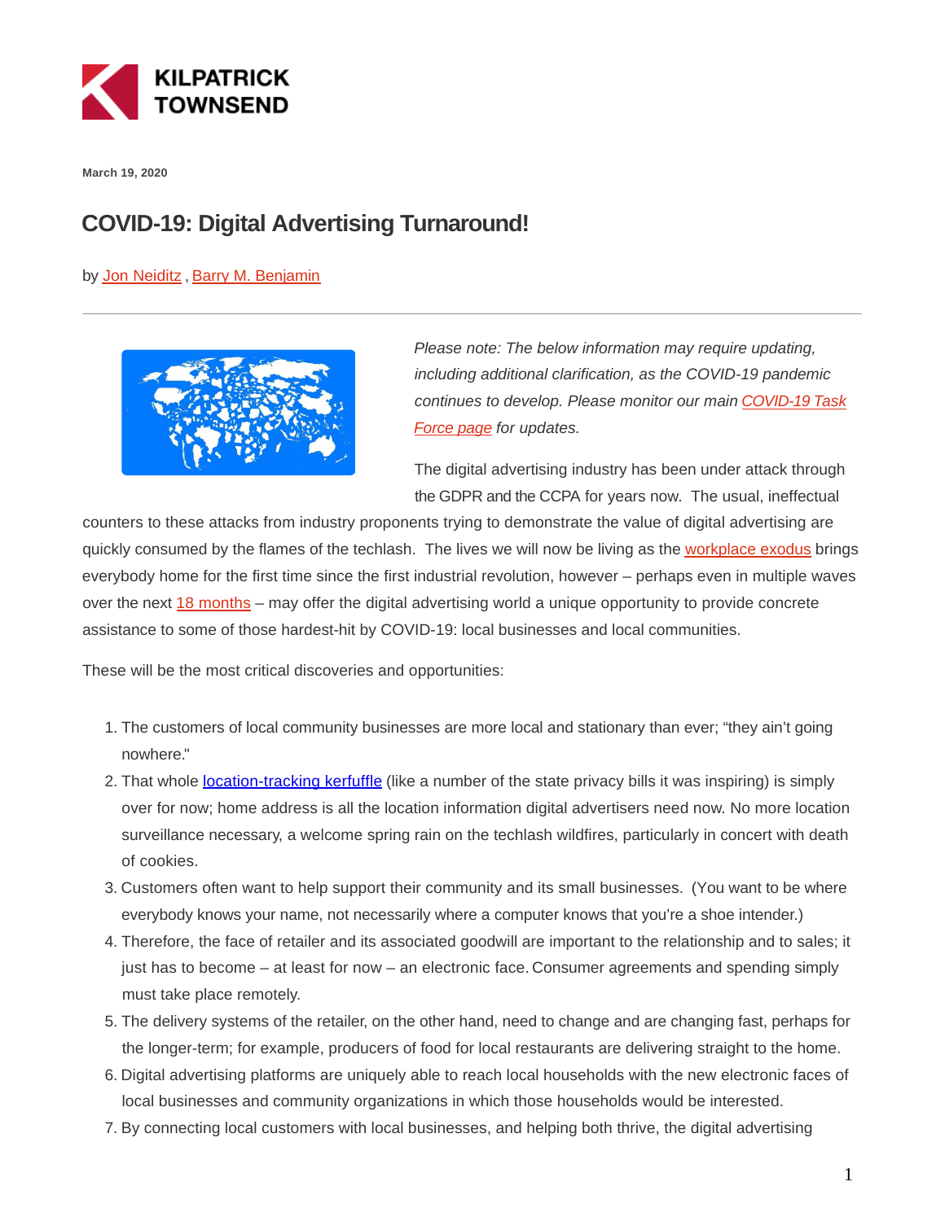KILPATRICK TOWNSEND

March 19, 2020

# COVID-19: Digital Advertising Turnaround!

by Jon Neiditz , Barry M. Benjamin

*Please note: The below information may require updating, including additional clarification, as the COVID-19 pandemic continues to develop. Please monitor our main COVID-19 Task Force page for updates.*

The digital advertising industry has been under attack through the GDPR and the CCPA for years now. The usual, ineffectual counters to these attacks from industry proponents trying to demonstrate the value of digital advertising are quickly consumed by the flames of the techlash. The lives we will now be living as the workplace exodus brings everybody home for the first time since the first industrial revolution, however – perhaps even in multiple waves over the next 18 months – may offer the digital advertising world a unique opportunity to provide concrete assistance to some of those hardest-hit by COVID-19: local businesses and local communities.

These will be the most critical discoveries and opportunities:

1. The customers of local community businesses are more local and stationary than ever; “they ain’t going nowhere."
2. That whole location-tracking kerfuffle (like a number of the state privacy bills it was inspiring) is simply over for now; home address is all the location information digital advertisers need now. No more location surveillance necessary, a welcome spring rain on the techlash wildfires, particularly in concert with death of cookies.
3. Customers often want to help support their community and its small businesses. (You want to be where everybody knows your name, not necessarily where a computer knows that you’re a shoe intender.)
4. Therefore, the face of retailer and its associated goodwill are important to the relationship and to sales; it just has to become – at least for now – an electronic face. Consumer agreements and spending simply must take place remotely.
5. The delivery systems of the retailer, on the other hand, need to change and are changing fast, perhaps for the longer-term; for example, producers of food for local restaurants are delivering straight to the home.
6. Digital advertising platforms are uniquely able to reach local households with the new electronic faces of local businesses and community organizations in which those households would be interested.
7. By connecting local customers with local businesses, and helping both thrive, the digital advertising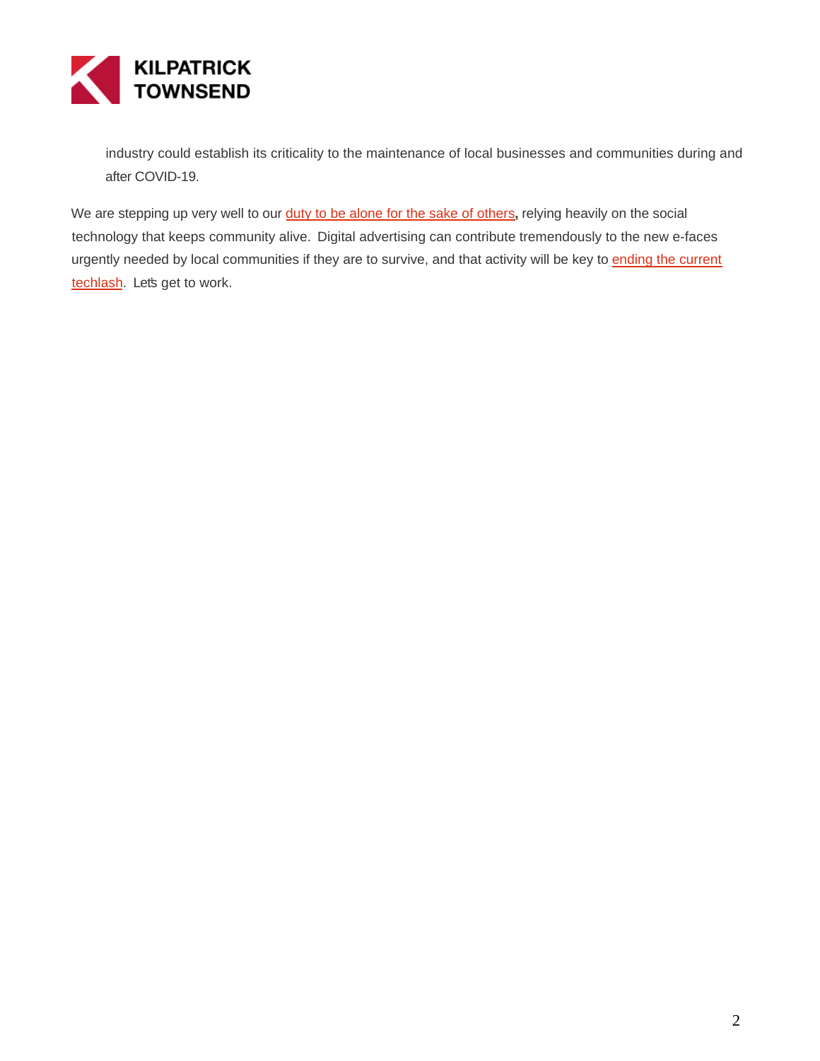industry could establish its criticality to the maintenance of local businesses and communities during and after COVID-19.

We are stepping up very well to our duty to be alone for the sake of others**,** relying heavily on the social technology that keeps community alive. Digital advertising can contribute tremendously to the new e-faces urgently needed by local communities if they are to survive, and that activity will be key to ending the current techlash. Let's get to work.